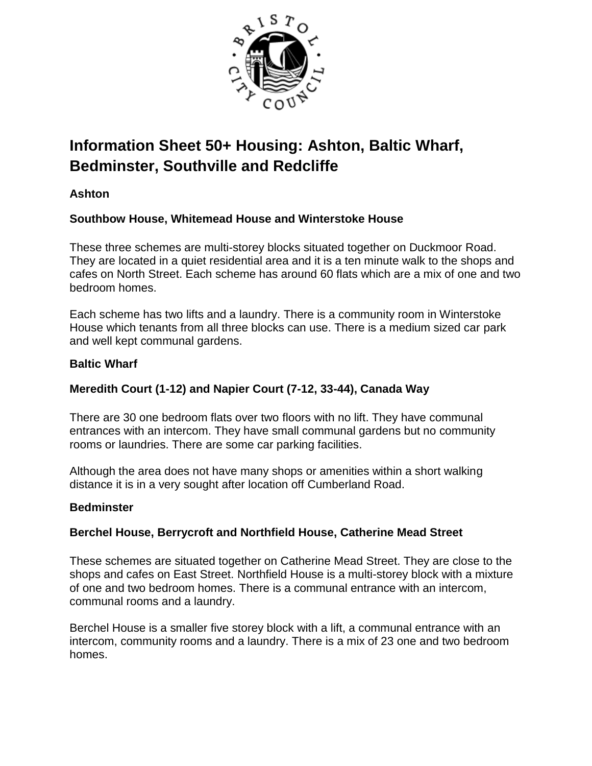# Information Sheet 50+ Housing: Ashton, Baltic Wharf, Bedminster, Southville and Redcliffe

## Ashton

### Southbow House, Whitemead House and Winterstoke House

These three schemes are multi-storey blocks situated together on Duckmoor Road. They are located in a quiet residential area and it is a ten minute walk to the shops and cafes on North Street. Each scheme has around 60 flats which are a mix of one and two bedroom homes.

Each scheme has two lifts and a laundry. There is a community room in Winterstoke House which tenants from all three blocks can use. There is a medium sized car park and well kept communal gardens.

## Baltic Wharf

### Meredith Court (1-12) and Napier Court (7-12, 33-44), Canada Way

There are 30 one bedroom flats over two floors with no lift. They have communal entrances with an intercom. They have small communal gardens but no community rooms or laundries. There are some car parking facilities.

Although the area does not have many shops or amenities within a short walking distance it is in a very sought after location off Cumberland Road.

## Bedminster

### Berchel House, Berrycroft and Northfield House, Catherine Mead Street

These schemes are situated together on Catherine Mead Street. They are close to the shops and cafes on East Street. Northfield House is a multi-storey block with a mixture of one and two bedroom homes. There is a communal entrance with an intercom, communal rooms and a laundry.

Berchel House is a smaller five storey block with a lift, a communal entrance with an intercom, community rooms and a laundry. There is a mix of 23 one and two bedroom homes.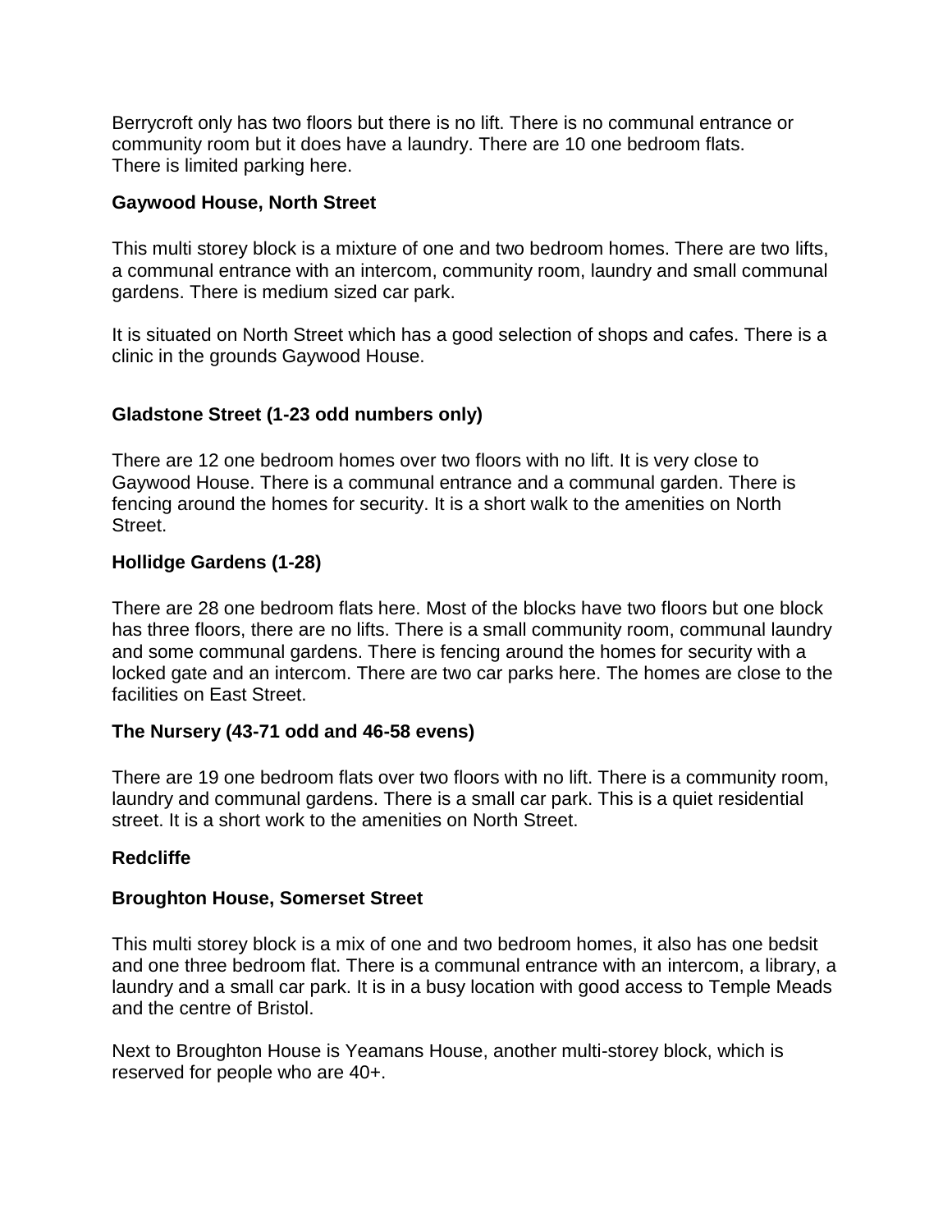Berrycroft only has two floors but there is no lift. There is no communal entrance or community room but it does have a laundry. There are 10 one bedroom flats. There is limited parking here.

**Gaywood House, North Street**

This multi storey block is a mixture of one and two bedroom homes. There are two lifts, a communal entrance with an intercom, community room, laundry and small communal gardens. There is medium sized car park.

It is situated on North Street which has a good selection of shops and cafes. There is a clinic in the grounds Gaywood House.

**Gladstone Street (1-23 odd numbers only)**

There are 12 one bedroom homes over two floors with no lift. It is very close to Gaywood House. There is a communal entrance and a communal garden. There is fencing around the homes for security. It is a short walk to the amenities on North Street.

**Hollidge Gardens (1-28)**

There are 28 one bedroom flats here. Most of the blocks have two floors but one block has three floors, there are no lifts. There is a small community room, communal laundry and some communal gardens. There is fencing around the homes for security with a locked gate and an intercom. There are two car parks here. The homes are close to the facilities on East Street.

**The Nursery (43-71 odd and 46-58 evens)**

There are 19 one bedroom flats over two floors with no lift. There is a community room, laundry and communal gardens. There is a small car park. This is a quiet residential street. It is a short work to the amenities on North Street.

**Redcliffe**

**Broughton House, Somerset Street**

This multi storey block is a mix of one and two bedroom homes, it also has one bedsit and one three bedroom flat. There is a communal entrance with an intercom, a library, a laundry and a small car park. It is in a busy location with good access to Temple Meads and the centre of Bristol.

Next to Broughton House is Yeamans House, another multi-storey block, which is reserved for people who are 40+.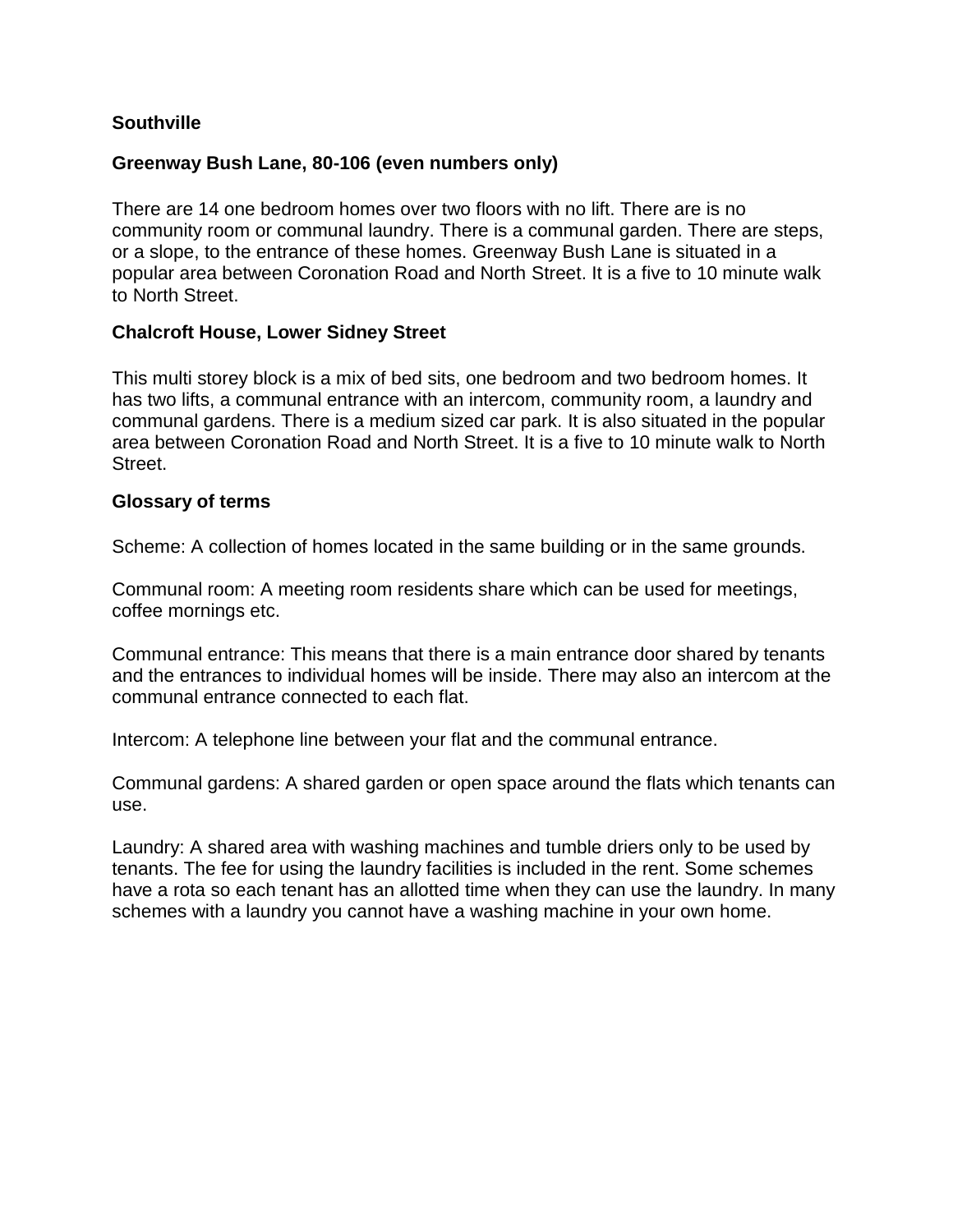**Southville**

**Greenway Bush Lane, 80-106 (even numbers only)**

There are 14 one bedroom homes over two floors with no lift. There are is no community room or communal laundry. There is a communal garden. There are steps, or a slope, to the entrance of these homes. Greenway Bush Lane is situated in a popular area between Coronation Road and North Street. It is a five to 10 minute walk to North Street.

**Chalcroft House, Lower Sidney Street**

This multi storey block is a mix of bed sits, one bedroom and two bedroom homes. It has two lifts, a communal entrance with an intercom, community room, a laundry and communal gardens. There is a medium sized car park. It is also situated in the popular area between Coronation Road and North Street. It is a five to 10 minute walk to North Street.

**Glossary of terms**

Scheme: A collection of homes located in the same building or in the same grounds.

Communal room: A meeting room residents share which can be used for meetings, coffee mornings etc.

Communal entrance: This means that there is a main entrance door shared by tenants and the entrances to individual homes will be inside. There may also an intercom at the communal entrance connected to each flat.

Intercom: A telephone line between your flat and the communal entrance.

Communal gardens: A shared garden or open space around the flats which tenants can use.

Laundry: A shared area with washing machines and tumble driers only to be used by tenants. The fee for using the laundry facilities is included in the rent. Some schemes have a rota so each tenant has an allotted time when they can use the laundry. In many schemes with a laundry you cannot have a washing machine in your own home.